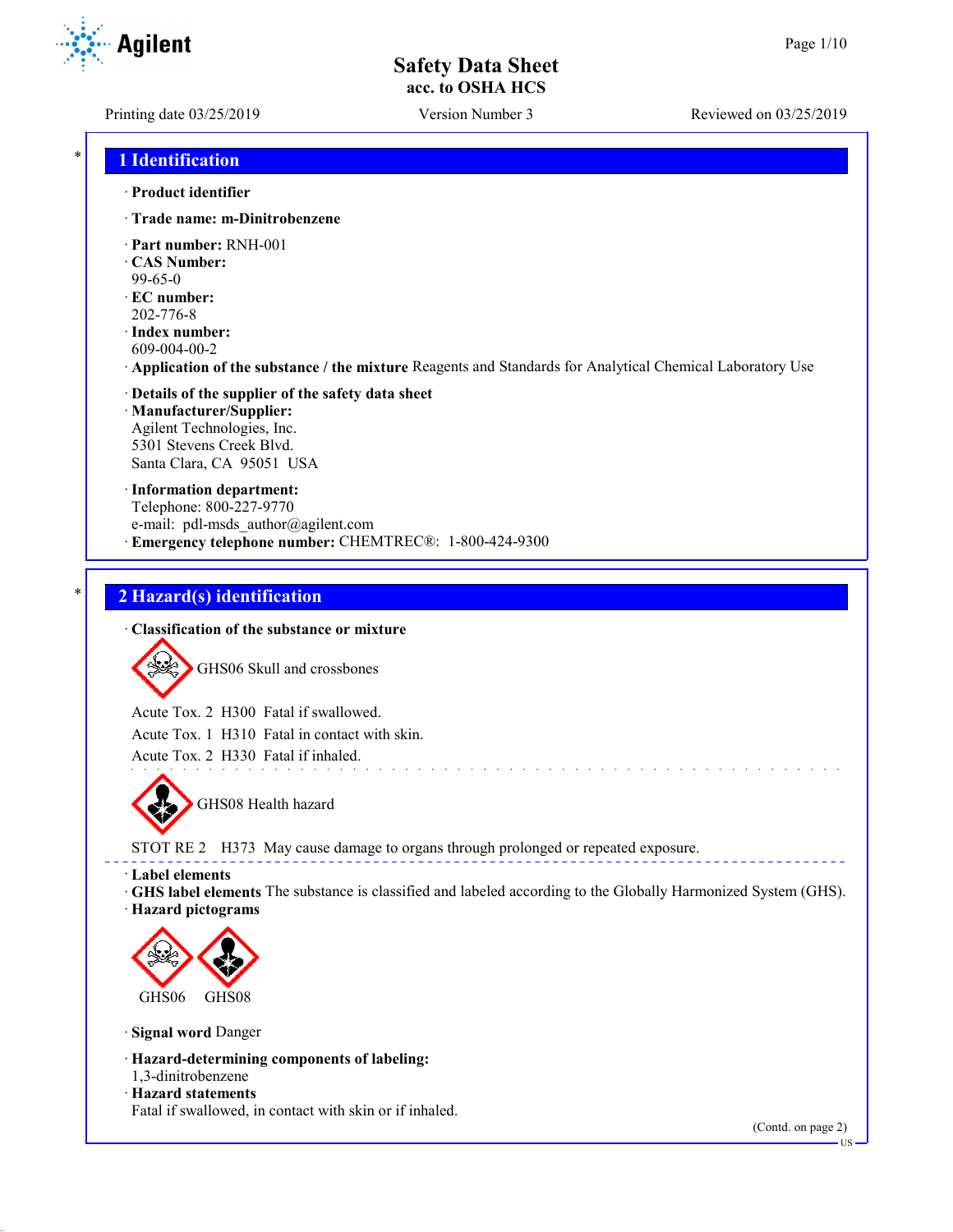# Safety Data Sheet
**acc. to OSHA HCS**

Printing date 03/25/2019 Version Number 3 Reviewed on 03/25/2019

## 1 Identification

· **Product identifier**

· **Trade name: m-Dinitrobenzene**

· **Part number:** RNH-001
· **CAS Number:**
99-65-0
· **EC number:**
202-776-8
· **Index number:**
609-004-00-2
· **Application of the substance / the mixture** Reagents and Standards for Analytical Chemical Laboratory Use

· **Details of the supplier of the safety data sheet**
· **Manufacturer/Supplier:**
Agilent Technologies, Inc.
5301 Stevens Creek Blvd.
Santa Clara, CA 95051 USA

· **Information department:**
Telephone: 800-227-9770
e-mail: pdl-msds_author@agilent.com
· **Emergency telephone number:** CHEMTREC®: 1-800-424-9300

## 2 Hazard(s) identification

· **Classification of the substance or mixture**

GHS06 Skull and crossbones

Acute Tox. 2 H300 Fatal if swallowed.
Acute Tox. 1 H310 Fatal in contact with skin.
Acute Tox. 2 H330 Fatal if inhaled.

GHS08 Health hazard

STOT RE 2 H373 May cause damage to organs through prolonged or repeated exposure.

· **Label elements**
· **GHS label elements** The substance is classified and labeled according to the Globally Harmonized System (GHS).
· **Hazard pictograms**

GHS06 GHS08

· **Signal word** Danger

· **Hazard-determining components of labeling:**
1,3-dinitrobenzene
· **Hazard statements**
Fatal if swallowed, in contact with skin or if inhaled.

(Contd. on page 2)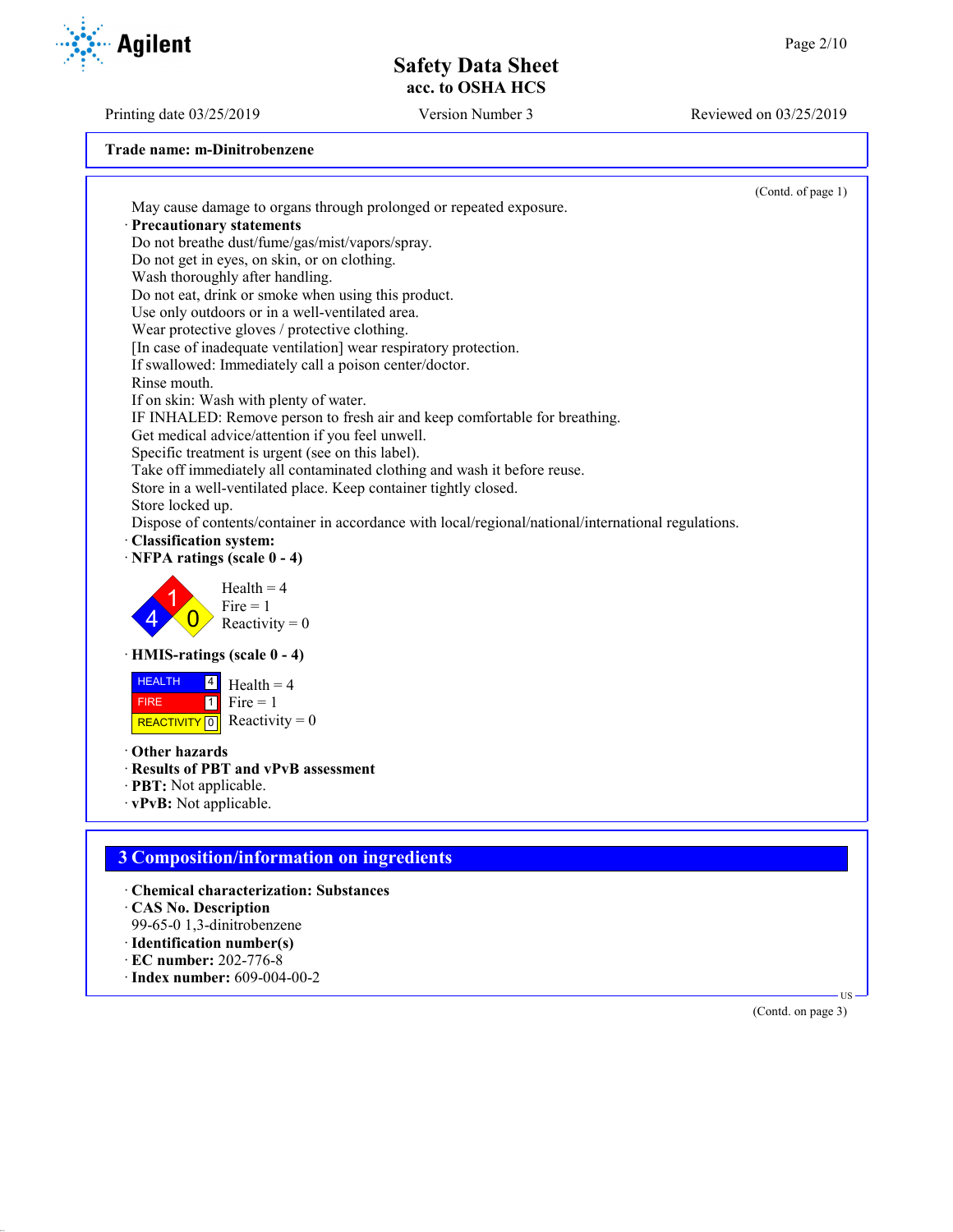**Trade name: m-Dinitrobenzene**

(Contd. of page 1)

May cause damage to organs through prolonged or repeated exposure.

· **Precautionary statements**

Do not breathe dust/fume/gas/mist/vapors/spray.
Do not get in eyes, on skin, or on clothing.
Wash thoroughly after handling.
Do not eat, drink or smoke when using this product.
Use only outdoors or in a well-ventilated area.
Wear protective gloves / protective clothing.
[In case of inadequate ventilation] wear respiratory protection.
If swallowed: Immediately call a poison center/doctor.
Rinse mouth.
If on skin: Wash with plenty of water.
IF INHALED: Remove person to fresh air and keep comfortable for breathing.
Get medical advice/attention if you feel unwell.
Specific treatment is urgent (see on this label).
Take off immediately all contaminated clothing and wash it before reuse.
Store in a well-ventilated place. Keep container tightly closed.
Store locked up.
Dispose of contents/container in accordance with local/regional/national/international regulations.

· **Classification system:**

· **NFPA ratings (scale 0 - 4)**

Health = 4
Fire = 1
Reactivity = 0

· **HMIS-ratings (scale 0 - 4)**

| | |
|---|---|
| HEALTH | 4 |
| FIRE | 1 |
| REACTIVITY | 0 |

Health = 4
Fire = 1
Reactivity = 0

· **Other hazards**

· **Results of PBT and vPvB assessment**

· **PBT:** Not applicable.

· **vPvB:** Not applicable.

## 3 Composition/information on ingredients

· **Chemical characterization: Substances**

· **CAS No. Description**

99-65-0 1,3-dinitrobenzene

· **Identification number(s)**

· **EC number:** 202-776-8

· **Index number:** 609-004-00-2

(Contd. on page 3)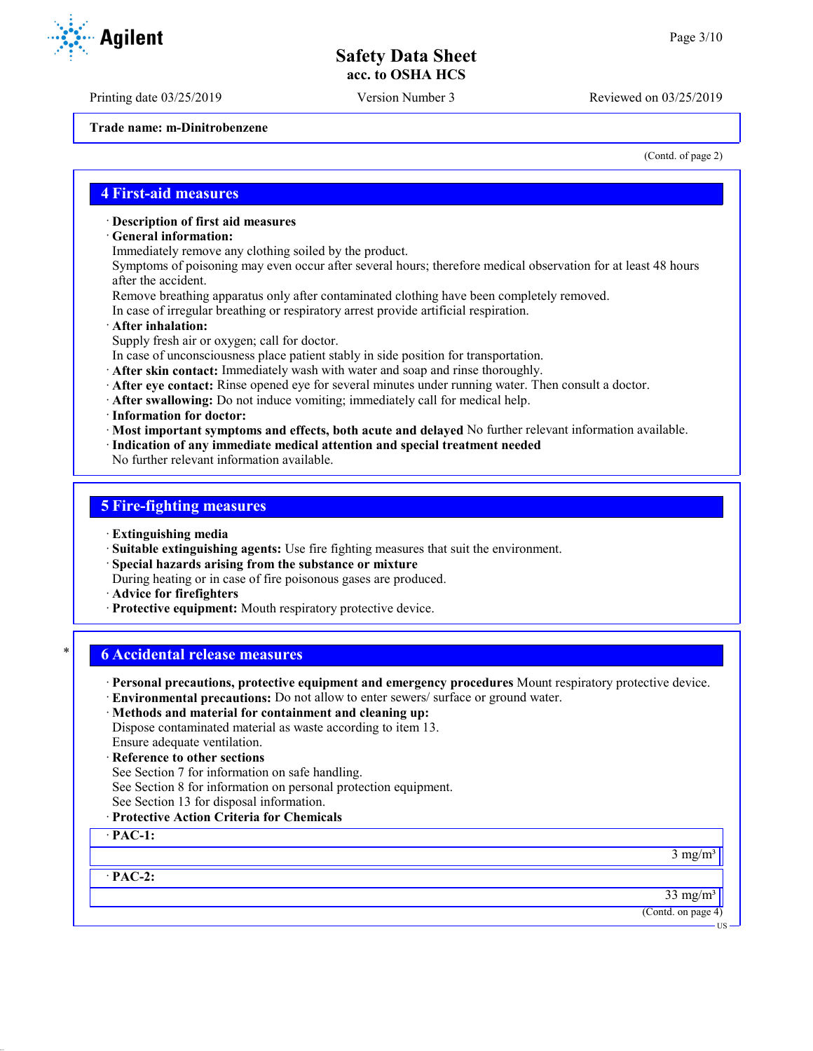Trade name: m-Dinitrobenzene

(Contd. of page 2)

## 4 First-aid measures

· **Description of first aid measures**
· **General information:**
Immediately remove any clothing soiled by the product.
Symptoms of poisoning may even occur after several hours; therefore medical observation for at least 48 hours after the accident.
Remove breathing apparatus only after contaminated clothing have been completely removed.
In case of irregular breathing or respiratory arrest provide artificial respiration.
· **After inhalation:**
Supply fresh air or oxygen; call for doctor.
In case of unconsciousness place patient stably in side position for transportation.
· **After skin contact:** Immediately wash with water and soap and rinse thoroughly.
· **After eye contact:** Rinse opened eye for several minutes under running water. Then consult a doctor.
· **After swallowing:** Do not induce vomiting; immediately call for medical help.
· **Information for doctor:**
· **Most important symptoms and effects, both acute and delayed** No further relevant information available.
· **Indication of any immediate medical attention and special treatment needed**
No further relevant information available.

## 5 Fire-fighting measures

· **Extinguishing media**
· **Suitable extinguishing agents:** Use fire fighting measures that suit the environment.
· **Special hazards arising from the substance or mixture**
During heating or in case of fire poisonous gases are produced.
· **Advice for firefighters**
· **Protective equipment:** Mouth respiratory protective device.

## 6 Accidental release measures

· **Personal precautions, protective equipment and emergency procedures** Mount respiratory protective device.
· **Environmental precautions:** Do not allow to enter sewers/ surface or ground water.
· **Methods and material for containment and cleaning up:**
Dispose contaminated material as waste according to item 13.
Ensure adequate ventilation.
· **Reference to other sections**
See Section 7 for information on safe handling.
See Section 8 for information on personal protection equipment.
See Section 13 for disposal information.
· **Protective Action Criteria for Chemicals**

| · **PAC-1:** |
| ---: |
| 3 mg/m³ |

| · **PAC-2:** |
| ---: |
| 33 mg/m³ |

(Contd. on page 4)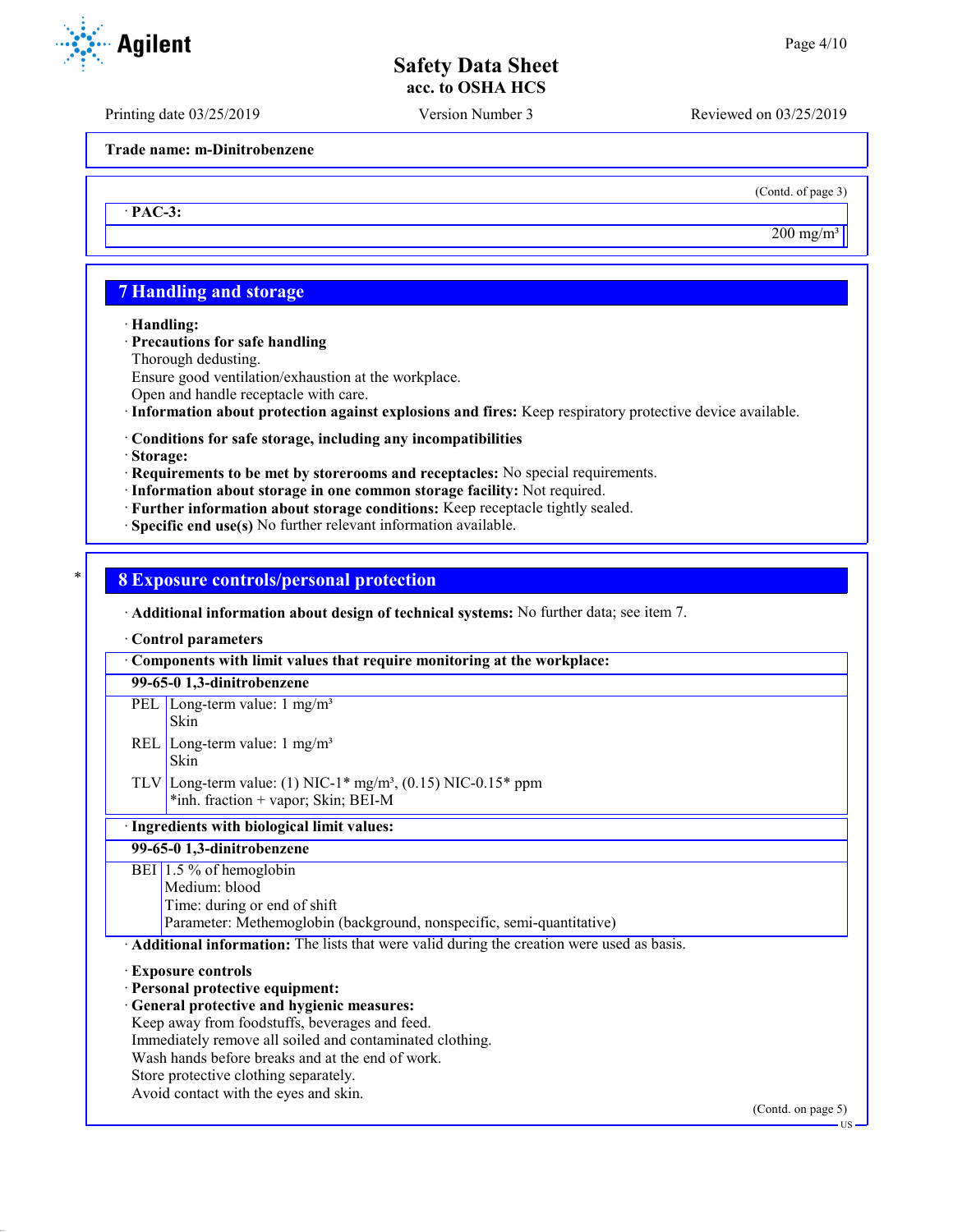Trade name: m-Dinitrobenzene

(Contd. of page 3)

· **PAC-3:**

200 mg/m³

## 7 Handling and storage

· **Handling:**
· **Precautions for safe handling**
Thorough dedusting.
Ensure good ventilation/exhaustion at the workplace.
Open and handle receptacle with care.
· **Information about protection against explosions and fires:** Keep respiratory protective device available.

· **Conditions for safe storage, including any incompatibilities**
· **Storage:**
· **Requirements to be met by storerooms and receptacles:** No special requirements.
· **Information about storage in one common storage facility:** Not required.
· **Further information about storage conditions:** Keep receptacle tightly sealed.
· **Specific end use(s)** No further relevant information available.

## 8 Exposure controls/personal protection

· **Additional information about design of technical systems:** No further data; see item 7.

· **Control parameters**

| · Components with limit values that require monitoring at the workplace: | |
|---|---|
| **99-65-0 1,3-dinitrobenzene** | |
| PEL | Long-term value: 1 mg/m³<br>Skin |
| REL | Long-term value: 1 mg/m³<br>Skin |
| TLV | Long-term value: (1) NIC-1* mg/m³, (0.15) NIC-0.15* ppm<br>*inh. fraction + vapor; Skin; BEI-M |

| · Ingredients with biological limit values: | |
|---|---|
| **99-65-0 1,3-dinitrobenzene** | |
| BEI | 1.5 % of hemoglobin<br>Medium: blood<br>Time: during or end of shift<br>Parameter: Methemoglobin (background, nonspecific, semi-quantitative) |

· **Additional information:** The lists that were valid during the creation were used as basis.

· **Exposure controls**
· **Personal protective equipment:**
· **General protective and hygienic measures:**
Keep away from foodstuffs, beverages and feed.
Immediately remove all soiled and contaminated clothing.
Wash hands before breaks and at the end of work.
Store protective clothing separately.
Avoid contact with the eyes and skin.

(Contd. on page 5)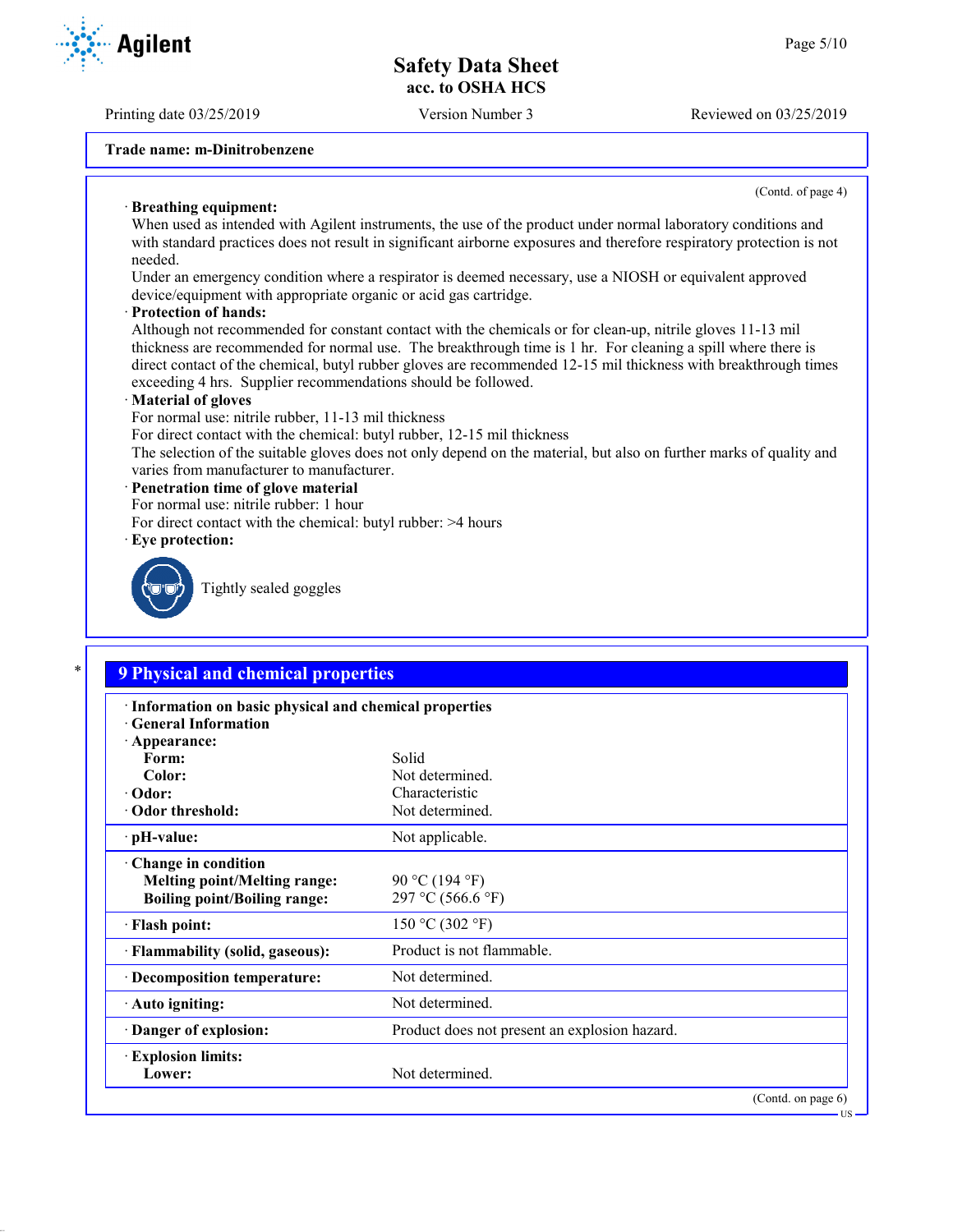Trade name: m-Dinitrobenzene

(Contd. of page 4)

· **Breathing equipment:**
When used as intended with Agilent instruments, the use of the product under normal laboratory conditions and with standard practices does not result in significant airborne exposures and therefore respiratory protection is not needed.
Under an emergency condition where a respirator is deemed necessary, use a NIOSH or equivalent approved device/equipment with appropriate organic or acid gas cartridge.

· **Protection of hands:**
Although not recommended for constant contact with the chemicals or for clean-up, nitrile gloves 11-13 mil thickness are recommended for normal use. The breakthrough time is 1 hr. For cleaning a spill where there is direct contact of the chemical, butyl rubber gloves are recommended 12-15 mil thickness with breakthrough times exceeding 4 hrs. Supplier recommendations should be followed.

· **Material of gloves**
For normal use: nitrile rubber, 11-13 mil thickness
For direct contact with the chemical: butyl rubber, 12-15 mil thickness
The selection of the suitable gloves does not only depend on the material, but also on further marks of quality and varies from manufacturer to manufacturer.

· **Penetration time of glove material**
For normal use: nitrile rubber: 1 hour
For direct contact with the chemical: butyl rubber: >4 hours

· **Eye protection:**
Tightly sealed goggles

## 9 Physical and chemical properties

| | |
|---|---|
| · **Information on basic physical and chemical properties** | |
| · **General Information** | |
| · **Appearance:** | |
| **Form:** | Solid |
| **Color:** | Not determined. |
| · **Odor:** | Characteristic |
| · **Odor threshold:** | Not determined. |
| · **pH-value:** | Not applicable. |
| · **Change in condition** | |
| **Melting point/Melting range:** | 90 °C (194 °F) |
| **Boiling point/Boiling range:** | 297 °C (566.6 °F) |
| · **Flash point:** | 150 °C (302 °F) |
| · **Flammability (solid, gaseous):** | Product is not flammable. |
| · **Decomposition temperature:** | Not determined. |
| · **Auto igniting:** | Not determined. |
| · **Danger of explosion:** | Product does not present an explosion hazard. |
| · **Explosion limits:** | |
| **Lower:** | Not determined. |

(Contd. on page 6)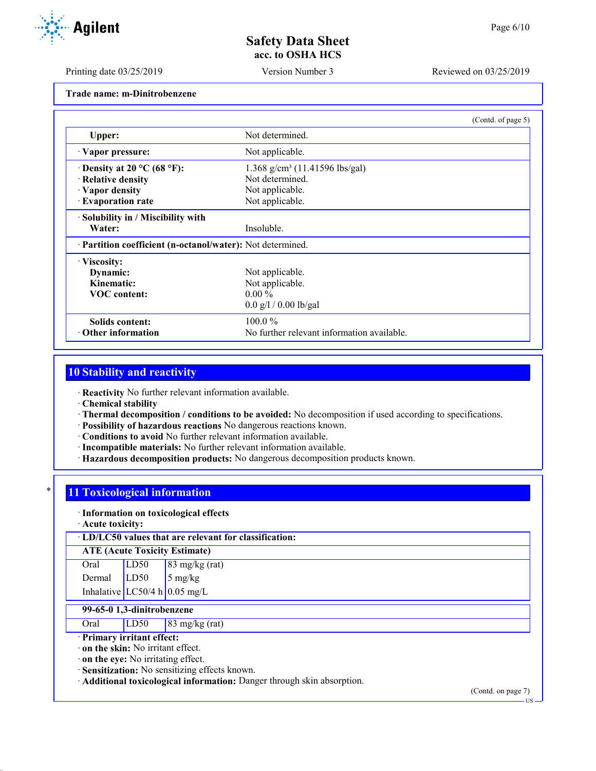Trade name: m-Dinitrobenzene

(Contd. of page 5)

| | |
|---|---|
| **Upper:** | Not determined. |
| · **Vapor pressure:** | Not applicable. |
| · **Density at 20 °C (68 °F):** | 1.368 g/cm³ (11.41596 lbs/gal) |
| · **Relative density** | Not determined. |
| · **Vapor density** | Not applicable. |
| · **Evaporation rate** | Not applicable. |
| · **Solubility in / Miscibility with Water:** | Insoluble. |
| · **Partition coefficient (n-octanol/water):** | Not determined. |
| · **Viscosity:** | |
| **Dynamic:** | Not applicable. |
| **Kinematic:** | Not applicable. |
| **VOC content:** | 0.00 % |
| | 0.0 g/l / 0.00 lb/gal |
| **Solids content:** | 100.0 % |
| · **Other information** | No further relevant information available. |

## 10 Stability and reactivity

· **Reactivity** No further relevant information available.
· **Chemical stability**
· **Thermal decomposition / conditions to be avoided:** No decomposition if used according to specifications.
· **Possibility of hazardous reactions** No dangerous reactions known.
· **Conditions to avoid** No further relevant information available.
· **Incompatible materials:** No further relevant information available.
· **Hazardous decomposition products:** No dangerous decomposition products known.

## * 11 Toxicological information

· **Information on toxicological effects**
· **Acute toxicity:**

· **LD/LC50 values that are relevant for classification:**

| **ATE (Acute Toxicity Estimate)** | | |
|---|---|---|
| Oral | LD50 | 83 mg/kg (rat) |
| Dermal | LD50 | 5 mg/kg |
| Inhalative | LC50/4 h | 0.05 mg/L |

| **99-65-0 1,3-dinitrobenzene** | | |
|---|---|---|
| Oral | LD50 | 83 mg/kg (rat) |

· **Primary irritant effect:**
· **on the skin:** No irritant effect.
· **on the eye:** No irritating effect.
· **Sensitization:** No sensitizing effects known.
· **Additional toxicological information:** Danger through skin absorption.

(Contd. on page 7)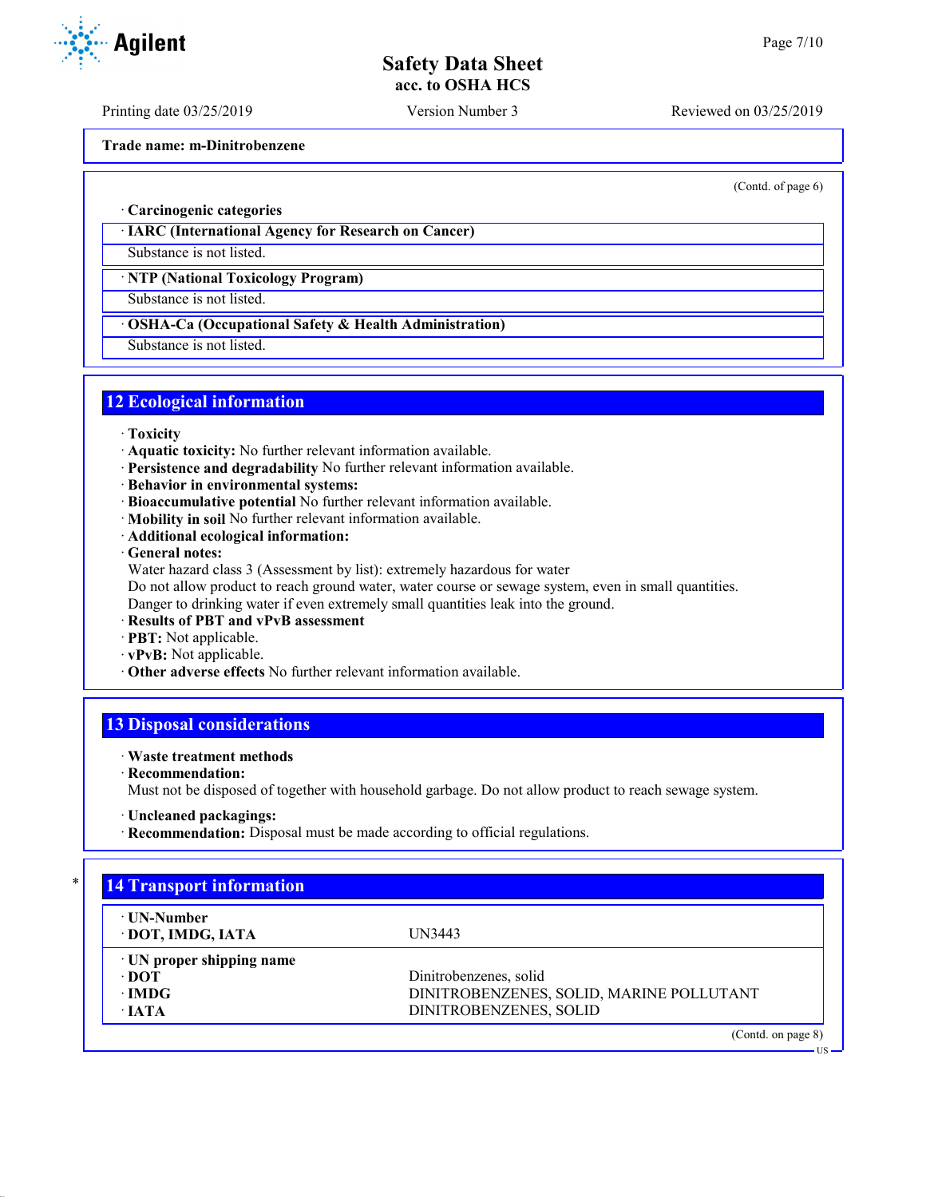**Trade name: m-Dinitrobenzene**

(Contd. of page 6)

· **Carcinogenic categories**

· **IARC (International Agency for Research on Cancer)**

Substance is not listed.

· **NTP (National Toxicology Program)**

Substance is not listed.

· **OSHA-Ca (Occupational Safety & Health Administration)**

Substance is not listed.

## 12 Ecological information

· **Toxicity**
· **Aquatic toxicity:** No further relevant information available.
· **Persistence and degradability** No further relevant information available.
· **Behavior in environmental systems:**
· **Bioaccumulative potential** No further relevant information available.
· **Mobility in soil** No further relevant information available.
· **Additional ecological information:**
· **General notes:**
Water hazard class 3 (Assessment by list): extremely hazardous for water
Do not allow product to reach ground water, water course or sewage system, even in small quantities.
Danger to drinking water if even extremely small quantities leak into the ground.
· **Results of PBT and vPvB assessment**
· **PBT:** Not applicable.
· **vPvB:** Not applicable.
· **Other adverse effects** No further relevant information available.

## 13 Disposal considerations

· **Waste treatment methods**
· **Recommendation:**
Must not be disposed of together with household garbage. Do not allow product to reach sewage system.

· **Uncleaned packagings:**
· **Recommendation:** Disposal must be made according to official regulations.

## 14 Transport information

| | |
|---|---|
| · **UN-Number** | |
| · **DOT, IMDG, IATA** | UN3443 |
| · **UN proper shipping name** | |
| · **DOT** | Dinitrobenzenes, solid |
| · **IMDG** | DINITROBENZENES, SOLID, MARINE POLLUTANT |
| · **IATA** | DINITROBENZENES, SOLID |

(Contd. on page 8)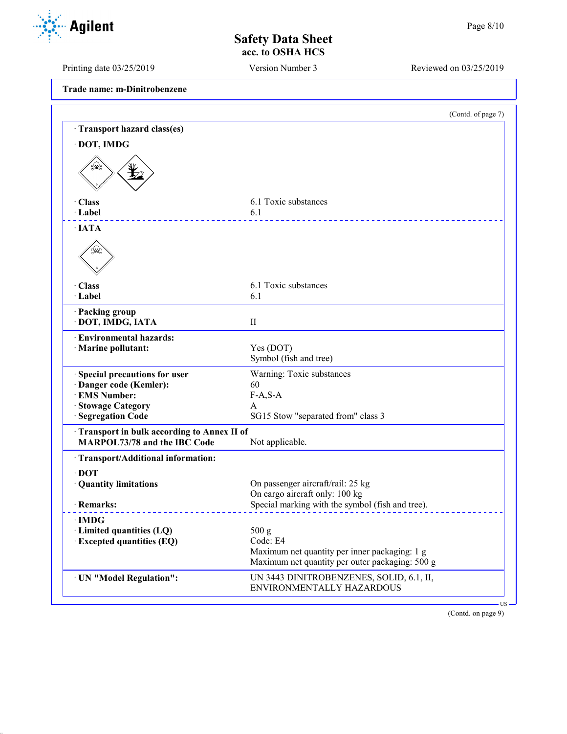**Trade name: m-Dinitrobenzene**

(Contd. of page 7)

· **Transport hazard class(es)**

· **DOT, IMDG**

| | |
|---|---|
| · **Class** | 6.1 Toxic substances |
| · **Label** | 6.1 |

· **IATA**

| | |
|---|---|
| · **Class** | 6.1 Toxic substances |
| · **Label** | 6.1 |

| | |
|---|---|
| · **Packing group** | |
| · **DOT, IMDG, IATA** | II |
| · **Environmental hazards:** | |
| · **Marine pollutant:** | Yes (DOT)<br>Symbol (fish and tree) |
| · **Special precautions for user** | Warning: Toxic substances |
| · **Danger code (Kemler):** | 60 |
| · **EMS Number:** | F-A,S-A |
| · **Stowage Category** | A |
| · **Segregation Code** | SG15 Stow "separated from" class 3 |
| · **Transport in bulk according to Annex II of MARPOL73/78 and the IBC Code** | Not applicable. |

· **Transport/Additional information:**

| | |
|---|---|
| · **DOT** | |
| · **Quantity limitations** | On passenger aircraft/rail: 25 kg<br>On cargo aircraft only: 100 kg |
| · **Remarks:** | Special marking with the symbol (fish and tree). |
| · **IMDG** | |
| · **Limited quantities (LQ)** | 500 g |
| · **Excepted quantities (EQ)** | Code: E4<br>Maximum net quantity per inner packaging: 1 g<br>Maximum net quantity per outer packaging: 500 g |
| · **UN "Model Regulation":** | UN 3443 DINITROBENZENES, SOLID, 6.1, II, ENVIRONMENTALLY HAZARDOUS |

(Contd. on page 9)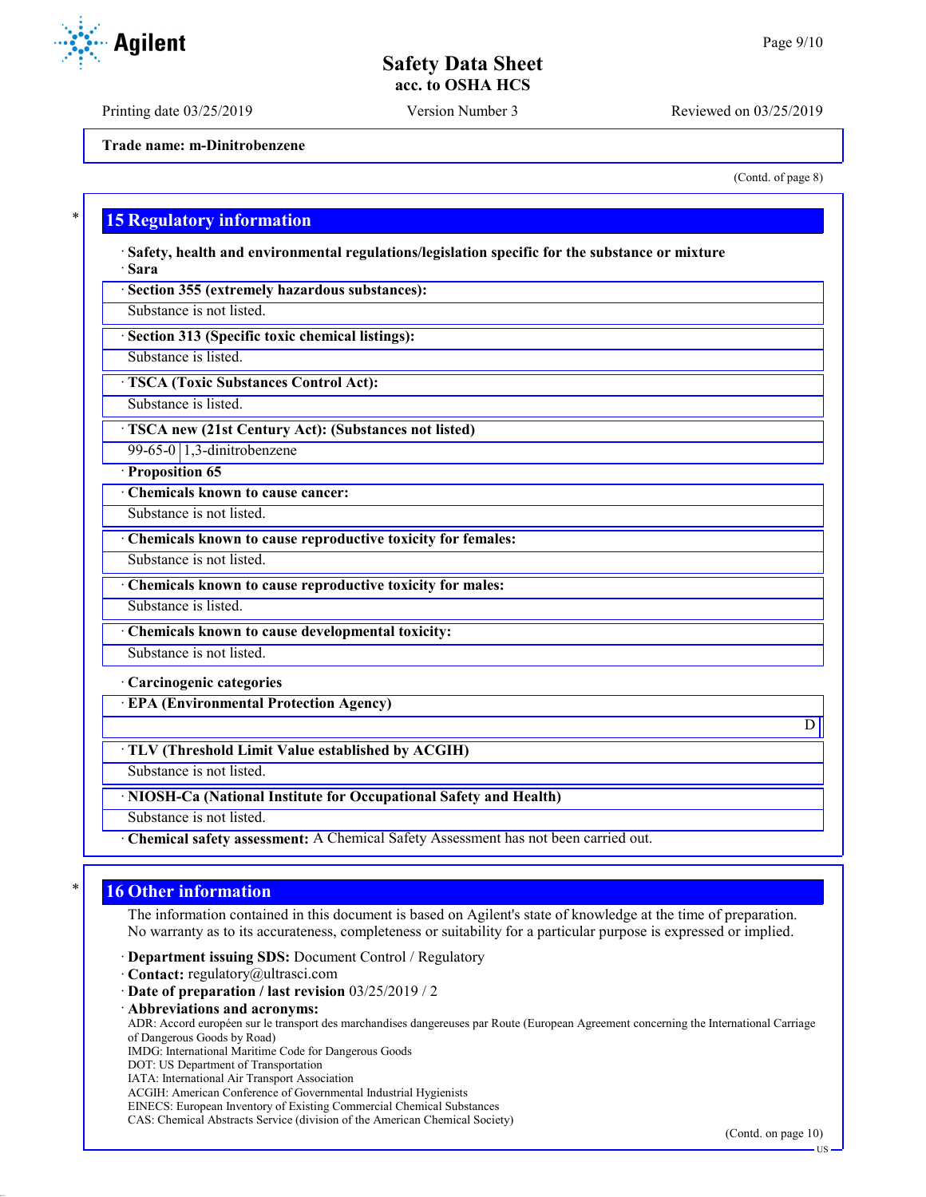Trade name: m-Dinitrobenzene

(Contd. of page 8)

## 15 Regulatory information

· **Safety, health and environmental regulations/legislation specific for the substance or mixture**

· **Sara**

· **Section 355 (extremely hazardous substances):**

Substance is not listed.

· **Section 313 (Specific toxic chemical listings):**

Substance is listed.

· **TSCA (Toxic Substances Control Act):**

Substance is listed.

· **TSCA new (21st Century Act): (Substances not listed)**

| 99-65-0 | 1,3-dinitrobenzene |
|---|---|

· **Proposition 65**

· **Chemicals known to cause cancer:**

Substance is not listed.

· **Chemicals known to cause reproductive toxicity for females:**

Substance is not listed.

· **Chemicals known to cause reproductive toxicity for males:**

Substance is listed.

· **Chemicals known to cause developmental toxicity:**

Substance is not listed.

· **Carcinogenic categories**

· **EPA (Environmental Protection Agency)**

D

· **TLV (Threshold Limit Value established by ACGIH)**

Substance is not listed.

· **NIOSH-Ca (National Institute for Occupational Safety and Health)**

Substance is not listed.

· **Chemical safety assessment:** A Chemical Safety Assessment has not been carried out.

## 16 Other information

The information contained in this document is based on Agilent's state of knowledge at the time of preparation. No warranty as to its accurateness, completeness or suitability for a particular purpose is expressed or implied.

· **Department issuing SDS:** Document Control / Regulatory

· **Contact:** regulatory@ultrasci.com

· **Date of preparation / last revision** 03/25/2019 / 2

· **Abbreviations and acronyms:**

ADR: Accord européen sur le transport des marchandises dangereuses par Route (European Agreement concerning the International Carriage of Dangerous Goods by Road)
IMDG: International Maritime Code for Dangerous Goods
DOT: US Department of Transportation
IATA: International Air Transport Association
ACGIH: American Conference of Governmental Industrial Hygienists
EINECS: European Inventory of Existing Commercial Chemical Substances
CAS: Chemical Abstracts Service (division of the American Chemical Society)

(Contd. on page 10)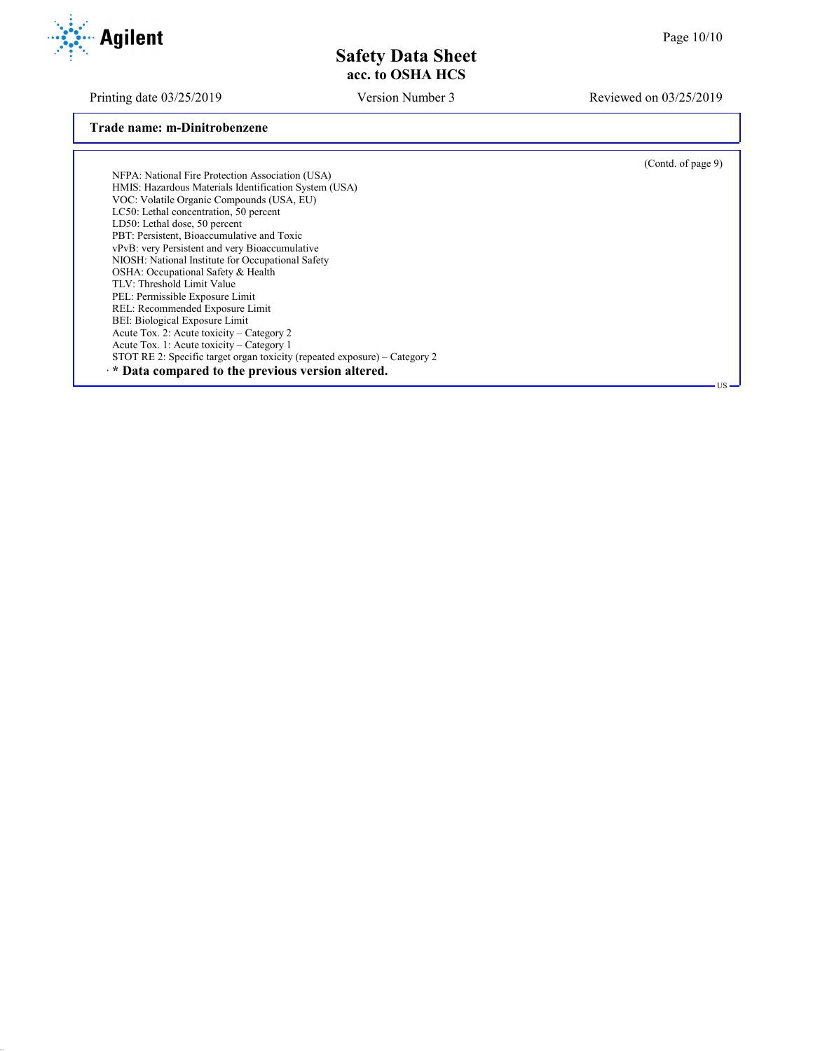**Trade name: m-Dinitrobenzene**

(Contd. of page 9)

NFPA: National Fire Protection Association (USA)
HMIS: Hazardous Materials Identification System (USA)
VOC: Volatile Organic Compounds (USA, EU)
LC50: Lethal concentration, 50 percent
LD50: Lethal dose, 50 percent
PBT: Persistent, Bioaccumulative and Toxic
vPvB: very Persistent and very Bioaccumulative
NIOSH: National Institute for Occupational Safety
OSHA: Occupational Safety & Health
TLV: Threshold Limit Value
PEL: Permissible Exposure Limit
REL: Recommended Exposure Limit
BEI: Biological Exposure Limit
Acute Tox. 2: Acute toxicity – Category 2
Acute Tox. 1: Acute toxicity – Category 1
STOT RE 2: Specific target organ toxicity (repeated exposure) – Category 2

· **\* Data compared to the previous version altered.**

US